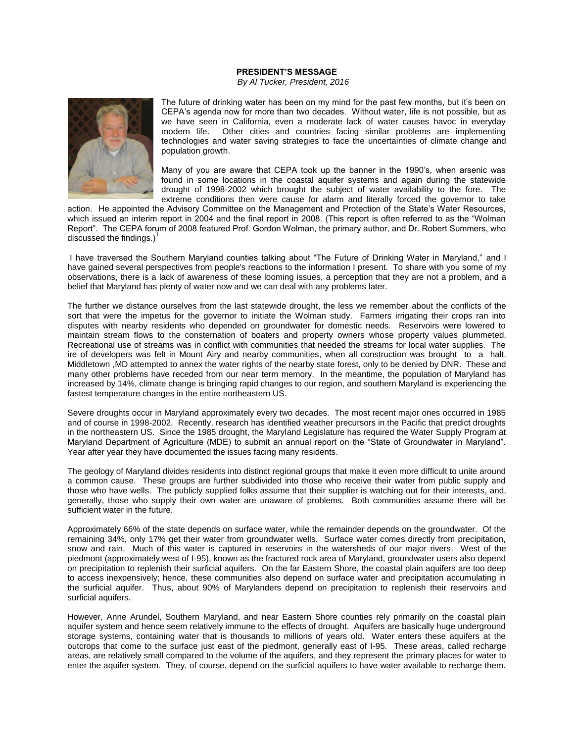**PRESIDENT'S MESSAGE**

*By Al Tucker, President, 2016*

The future of drinking water has been on my mind for the past few months, but it's been on CEPA's agenda now for more than two decades. Without water, life is not possible, but as we have seen in California, even a moderate lack of water causes havoc in everyday modern life. Other cities and countries facing similar problems are implementing technologies and water saving strategies to face the uncertainties of climate change and population growth.

Many of you are aware that CEPA took up the banner in the 1990's, when arsenic was found in some locations in the coastal aquifer systems and again during the statewide drought of 1998-2002 which brought the subject of water availability to the fore. The extreme conditions then were cause for alarm and literally forced the governor to take action. He appointed the Advisory Committee on the Management and Protection of the State's Water Resources, which issued an interim report in 2004 and the final report in 2008. (This report is often referred to as the "Wolman Report". The CEPA forum of 2008 featured Prof. Gordon Wolman, the primary author, and Dr. Robert Summers, who discussed the findings.)[1]

I have traversed the Southern Maryland counties talking about "The Future of Drinking Water in Maryland," and I have gained several perspectives from people's reactions to the information I present. To share with you some of my observations, there is a lack of awareness of these looming issues, a perception that they are not a problem, and a belief that Maryland has plenty of water now and we can deal with any problems later.

The further we distance ourselves from the last statewide drought, the less we remember about the conflicts of the sort that were the impetus for the governor to initiate the Wolman study. Farmers irrigating their crops ran into disputes with nearby residents who depended on groundwater for domestic needs. Reservoirs were lowered to maintain stream flows to the consternation of boaters and property owners whose property values plummeted. Recreational use of streams was in conflict with communities that needed the streams for local water supplies. The ire of developers was felt in Mount Airy and nearby communities, when all construction was brought to a halt. Middletown ,MD attempted to annex the water rights of the nearby state forest, only to be denied by DNR. These and many other problems have receded from our near term memory. In the meantime, the population of Maryland has increased by 14%, climate change is bringing rapid changes to our region, and southern Maryland is experiencing the fastest temperature changes in the entire northeastern US.

Severe droughts occur in Maryland approximately every two decades. The most recent major ones occurred in 1985 and of course in 1998-2002. Recently, research has identified weather precursors in the Pacific that predict droughts in the northeastern US. Since the 1985 drought, the Maryland Legislature has required the Water Supply Program at Maryland Department of Agriculture (MDE) to submit an annual report on the "State of Groundwater in Maryland". Year after year they have documented the issues facing many residents.

The geology of Maryland divides residents into distinct regional groups that make it even more difficult to unite around a common cause. These groups are further subdivided into those who receive their water from public supply and those who have wells. The publicly supplied folks assume that their supplier is watching out for their interests, and, generally, those who supply their own water are unaware of problems. Both communities assume there will be sufficient water in the future.

Approximately 66% of the state depends on surface water, while the remainder depends on the groundwater. Of the remaining 34%, only 17% get their water from groundwater wells. Surface water comes directly from precipitation, snow and rain. Much of this water is captured in reservoirs in the watersheds of our major rivers. West of the piedmont (approximately west of I-95), known as the fractured rock area of Maryland, groundwater users also depend on precipitation to replenish their surficial aquifers. On the far Eastern Shore, the coastal plain aquifers are too deep to access inexpensively; hence, these communities also depend on surface water and precipitation accumulating in the surficial aquifer. Thus, about 90% of Marylanders depend on precipitation to replenish their reservoirs and surficial aquifers.

However, Anne Arundel, Southern Maryland, and near Eastern Shore counties rely primarily on the coastal plain aquifer system and hence seem relatively immune to the effects of drought. Aquifers are basically huge underground storage systems, containing water that is thousands to millions of years old. Water enters these aquifers at the outcrops that come to the surface just east of the piedmont, generally east of I-95. These areas, called recharge areas, are relatively small compared to the volume of the aquifers, and they represent the primary places for water to enter the aquifer system. They, of course, depend on the surficial aquifers to have water available to recharge them.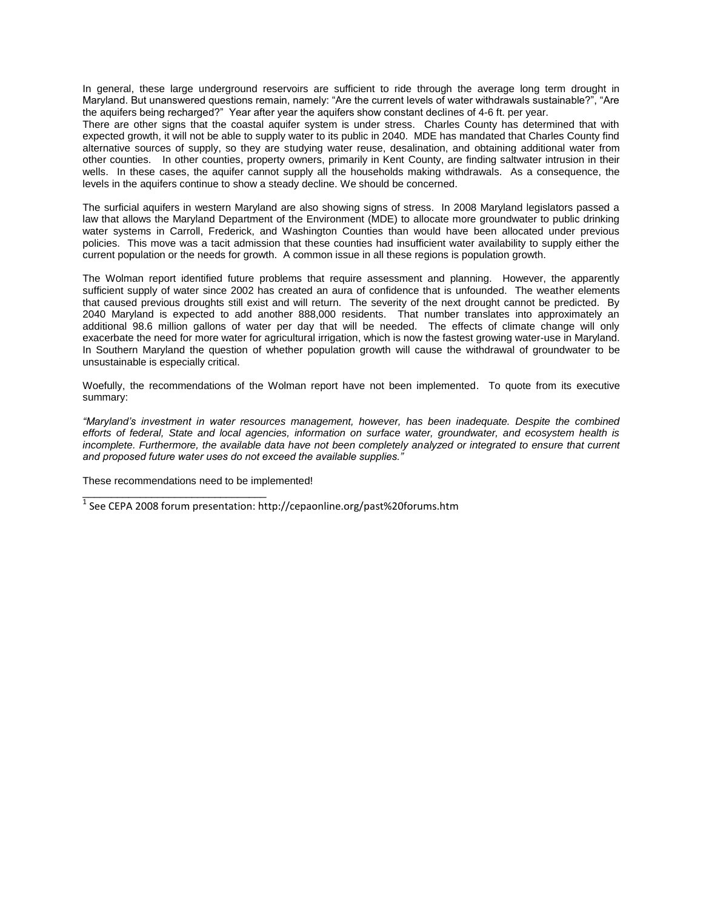In general, these large underground reservoirs are sufficient to ride through the average long term drought in Maryland. But unanswered questions remain, namely: "Are the current levels of water withdrawals sustainable?", "Are the aquifers being recharged?" Year after year the aquifers show constant declines of 4-6 ft. per year.

There are other signs that the coastal aquifer system is under stress. Charles County has determined that with expected growth, it will not be able to supply water to its public in 2040. MDE has mandated that Charles County find alternative sources of supply, so they are studying water reuse, desalination, and obtaining additional water from other counties. In other counties, property owners, primarily in Kent County, are finding saltwater intrusion in their wells. In these cases, the aquifer cannot supply all the households making withdrawals. As a consequence, the levels in the aquifers continue to show a steady decline. We should be concerned.

The surficial aquifers in western Maryland are also showing signs of stress. In 2008 Maryland legislators passed a law that allows the Maryland Department of the Environment (MDE) to allocate more groundwater to public drinking water systems in Carroll, Frederick, and Washington Counties than would have been allocated under previous policies. This move was a tacit admission that these counties had insufficient water availability to supply either the current population or the needs for growth. A common issue in all these regions is population growth.

The Wolman report identified future problems that require assessment and planning. However, the apparently sufficient supply of water since 2002 has created an aura of confidence that is unfounded. The weather elements that caused previous droughts still exist and will return. The severity of the next drought cannot be predicted. By 2040 Maryland is expected to add another 888,000 residents. That number translates into approximately an additional 98.6 million gallons of water per day that will be needed. The effects of climate change will only exacerbate the need for more water for agricultural irrigation, which is now the fastest growing water-use in Maryland. In Southern Maryland the question of whether population growth will cause the withdrawal of groundwater to be unsustainable is especially critical.

Woefully, the recommendations of the Wolman report have not been implemented. To quote from its executive summary:

*"Maryland's investment in water resources management, however, has been inadequate. Despite the combined efforts of federal, State and local agencies, information on surface water, groundwater, and ecosystem health is incomplete. Furthermore, the available data have not been completely analyzed or integrated to ensure that current and proposed future water uses do not exceed the available supplies."*

These recommendations need to be implemented!

---

[1] See CEPA 2008 forum presentation: http://cepaonline.org/past%20forums.htm